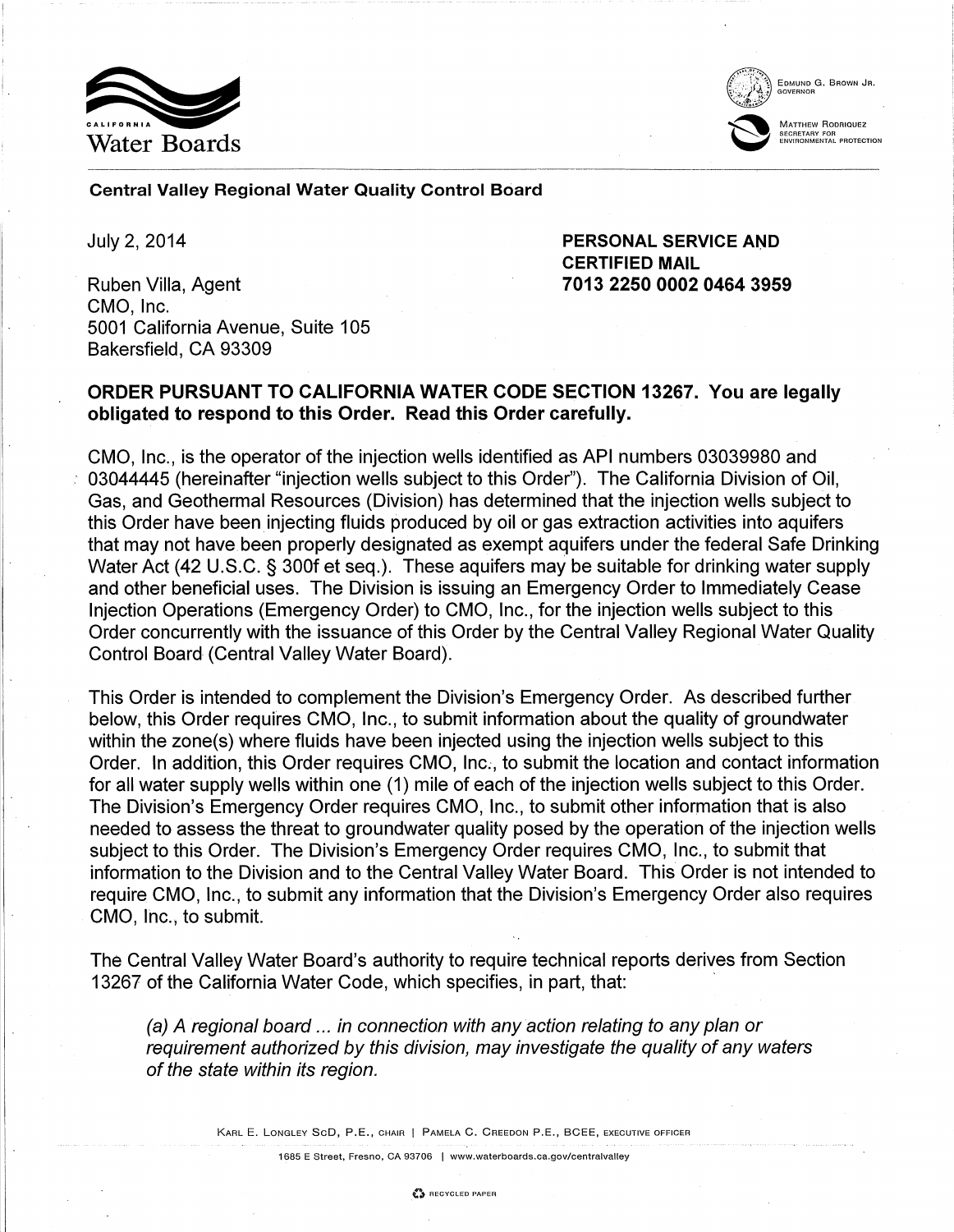CALIFORNIA

Water Boards

EDMUND G. BROWN JR.
GOVERNOR

MATTHEW RODRIQUEZ
SECRETARY FOR
ENVIRONMENTAL PROTECTION

**Central Valley Regional Water Quality Control Board**

July 2, 2014

**PERSONAL SERVICE AND CERTIFIED MAIL 7013 2250 0002 0464 3959**

Ruben Villa, Agent
CMO, Inc.
5001 California Avenue, Suite 105
Bakersfield, CA 93309

**ORDER PURSUANT TO CALIFORNIA WATER CODE SECTION 13267. You are legally obligated to respond to this Order. Read this Order carefully.**

CMO, Inc., is the operator of the injection wells identified as API numbers 03039980 and 03044445 (hereinafter "injection wells subject to this Order"). The California Division of Oil, Gas, and Geothermal Resources (Division) has determined that the injection wells subject to this Order have been injecting fluids produced by oil or gas extraction activities into aquifers that may not have been properly designated as exempt aquifers under the federal Safe Drinking Water Act (42 U.S.C. § 300f et seq.). These aquifers may be suitable for drinking water supply and other beneficial uses. The Division is issuing an Emergency Order to Immediately Cease Injection Operations (Emergency Order) to CMO, Inc., for the injection wells subject to this Order concurrently with the issuance of this Order by the Central Valley Regional Water Quality Control Board (Central Valley Water Board).

This Order is intended to complement the Division's Emergency Order. As described further below, this Order requires CMO, Inc., to submit information about the quality of groundwater within the zone(s) where fluids have been injected using the injection wells subject to this Order. In addition, this Order requires CMO, Inc., to submit the location and contact information for all water supply wells within one (1) mile of each of the injection wells subject to this Order. The Division's Emergency Order requires CMO, Inc., to submit other information that is also needed to assess the threat to groundwater quality posed by the operation of the injection wells subject to this Order. The Division's Emergency Order requires CMO, Inc., to submit that information to the Division and to the Central Valley Water Board. This Order is not intended to require CMO, Inc., to submit any information that the Division's Emergency Order also requires CMO, Inc., to submit.

The Central Valley Water Board's authority to require technical reports derives from Section 13267 of the California Water Code, which specifies, in part, that:

> *(a) A regional board ... in connection with any action relating to any plan or requirement authorized by this division, may investigate the quality of any waters of the state within its region.*

KARL E. LONGLEY ScD, P.E., CHAIR | PAMELA C. CREEDON P.E., BCEE, EXECUTIVE OFFICER

1685 E Street, Fresno, CA 93706 | www.waterboards.ca.gov/centralvalley

RECYCLED PAPER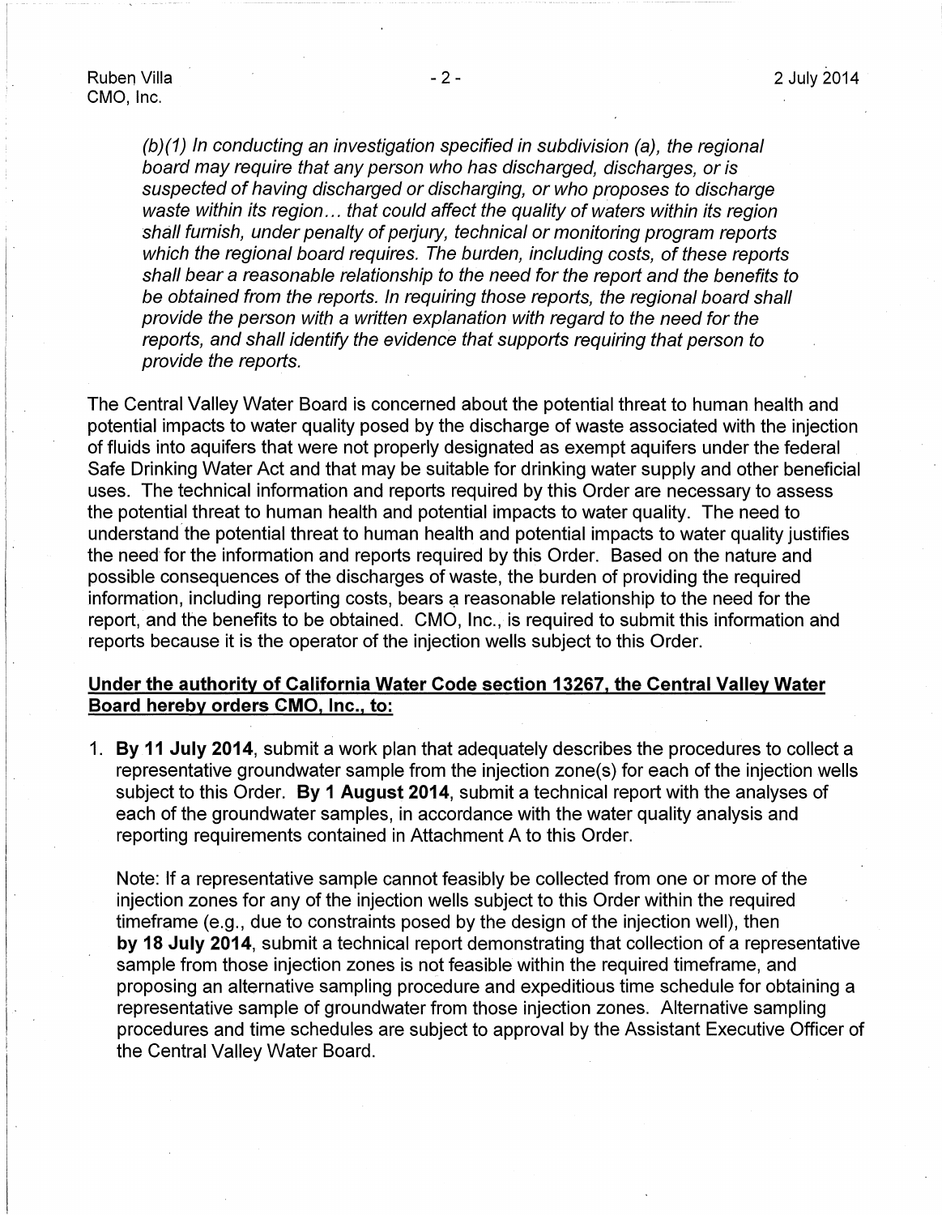*(b)(1) In conducting an investigation specified in subdivision (a), the regional board may require that any person who has discharged, discharges, or is suspected of having discharged or discharging, or who proposes to discharge waste within its region... that could affect the quality of waters within its region shall furnish, under penalty of perjury, technical or monitoring program reports which the regional board requires. The burden, including costs, of these reports shall bear a reasonable relationship to the need for the report and the benefits to be obtained from the reports. In requiring those reports, the regional board shall provide the person with a written explanation with regard to the need for the reports, and shall identify the evidence that supports requiring that person to provide the reports.*

The Central Valley Water Board is concerned about the potential threat to human health and potential impacts to water quality posed by the discharge of waste associated with the injection of fluids into aquifers that were not properly designated as exempt aquifers under the federal Safe Drinking Water Act and that may be suitable for drinking water supply and other beneficial uses. The technical information and reports required by this Order are necessary to assess the potential threat to human health and potential impacts to water quality. The need to understand the potential threat to human health and potential impacts to water quality justifies the need for the information and reports required by this Order. Based on the nature and possible consequences of the discharges of waste, the burden of providing the required information, including reporting costs, bears a reasonable relationship to the need for the report, and the benefits to be obtained. CMO, Inc., is required to submit this information and reports because it is the operator of the injection wells subject to this Order.

**Under the authority of California Water Code section 13267, the Central Valley Water Board hereby orders CMO, Inc., to:**

1. **By 11 July 2014**, submit a work plan that adequately describes the procedures to collect a representative groundwater sample from the injection zone(s) for each of the injection wells subject to this Order. **By 1 August 2014**, submit a technical report with the analyses of each of the groundwater samples, in accordance with the water quality analysis and reporting requirements contained in Attachment A to this Order.

   Note: If a representative sample cannot feasibly be collected from one or more of the injection zones for any of the injection wells subject to this Order within the required timeframe (e.g., due to constraints posed by the design of the injection well), then **by 18 July 2014**, submit a technical report demonstrating that collection of a representative sample from those injection zones is not feasible within the required timeframe, and proposing an alternative sampling procedure and expeditious time schedule for obtaining a representative sample of groundwater from those injection zones. Alternative sampling procedures and time schedules are subject to approval by the Assistant Executive Officer of the Central Valley Water Board.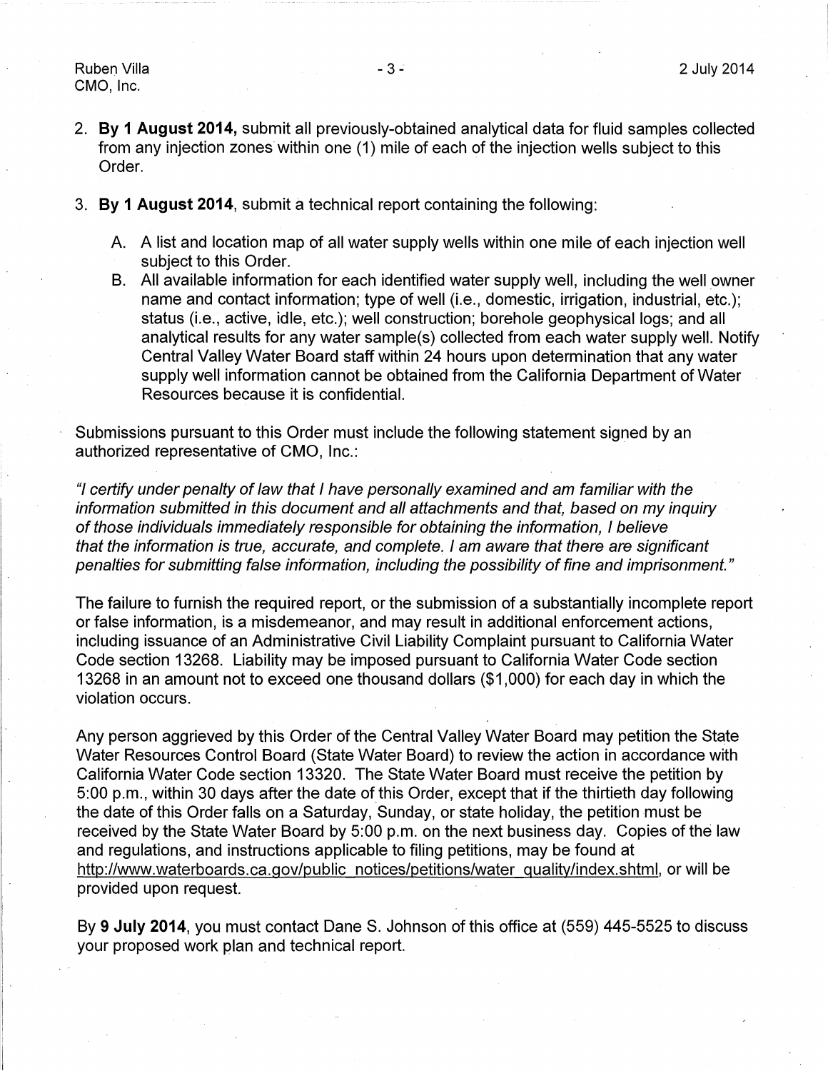2. **By 1 August 2014,** submit all previously-obtained analytical data for fluid samples collected from any injection zones within one (1) mile of each of the injection wells subject to this Order.

3. **By 1 August 2014**, submit a technical report containing the following:

   A. A list and location map of all water supply wells within one mile of each injection well subject to this Order.

   B. All available information for each identified water supply well, including the well owner name and contact information; type of well (i.e., domestic, irrigation, industrial, etc.); status (i.e., active, idle, etc.); well construction; borehole geophysical logs; and all analytical results for any water sample(s) collected from each water supply well. Notify Central Valley Water Board staff within 24 hours upon determination that any water supply well information cannot be obtained from the California Department of Water Resources because it is confidential.

Submissions pursuant to this Order must include the following statement signed by an authorized representative of CMO, Inc.:

*"I certify under penalty of law that I have personally examined and am familiar with the information submitted in this document and all attachments and that, based on my inquiry of those individuals immediately responsible for obtaining the information, I believe that the information is true, accurate, and complete. I am aware that there are significant penalties for submitting false information, including the possibility of fine and imprisonment."*

The failure to furnish the required report, or the submission of a substantially incomplete report or false information, is a misdemeanor, and may result in additional enforcement actions, including issuance of an Administrative Civil Liability Complaint pursuant to California Water Code section 13268. Liability may be imposed pursuant to California Water Code section 13268 in an amount not to exceed one thousand dollars ($1,000) for each day in which the violation occurs.

Any person aggrieved by this Order of the Central Valley Water Board may petition the State Water Resources Control Board (State Water Board) to review the action in accordance with California Water Code section 13320. The State Water Board must receive the petition by 5:00 p.m., within 30 days after the date of this Order, except that if the thirtieth day following the date of this Order falls on a Saturday, Sunday, or state holiday, the petition must be received by the State Water Board by 5:00 p.m. on the next business day. Copies of the law and regulations, and instructions applicable to filing petitions, may be found at http://www.waterboards.ca.gov/public_notices/petitions/water_quality/index.shtml, or will be provided upon request.

By **9 July 2014**, you must contact Dane S. Johnson of this office at (559) 445-5525 to discuss your proposed work plan and technical report.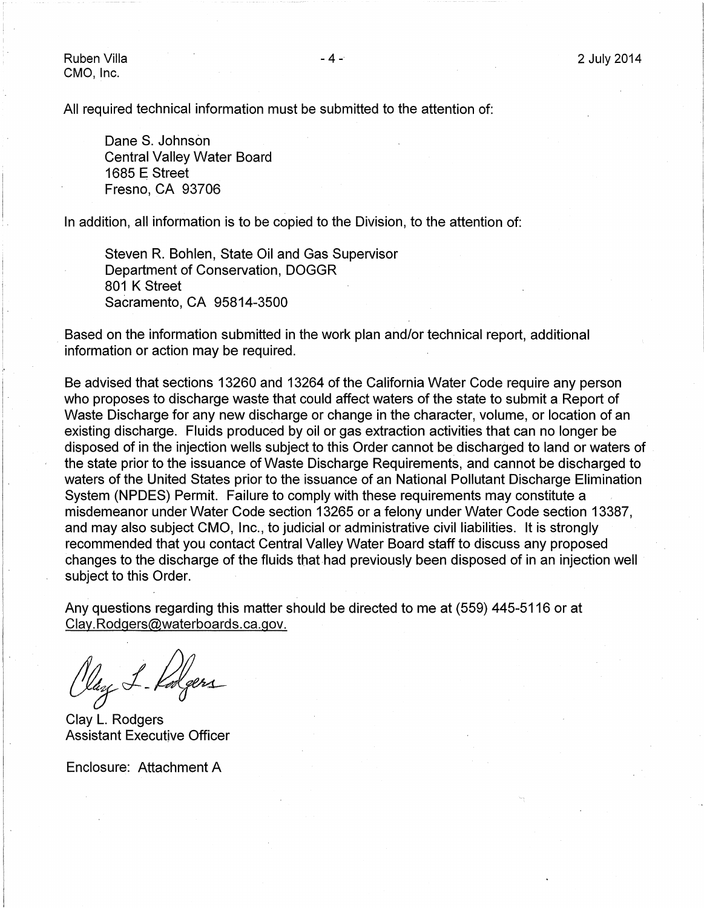All required technical information must be submitted to the attention of:

Dane S. Johnson  
Central Valley Water Board  
1685 E Street  
Fresno, CA 93706

In addition, all information is to be copied to the Division, to the attention of:

Steven R. Bohlen, State Oil and Gas Supervisor  
Department of Conservation, DOGGR  
801 K Street  
Sacramento, CA 95814-3500

Based on the information submitted in the work plan and/or technical report, additional information or action may be required.

Be advised that sections 13260 and 13264 of the California Water Code require any person who proposes to discharge waste that could affect waters of the state to submit a Report of Waste Discharge for any new discharge or change in the character, volume, or location of an existing discharge. Fluids produced by oil or gas extraction activities that can no longer be disposed of in the injection wells subject to this Order cannot be discharged to land or waters of the state prior to the issuance of Waste Discharge Requirements, and cannot be discharged to waters of the United States prior to the issuance of an National Pollutant Discharge Elimination System (NPDES) Permit. Failure to comply with these requirements may constitute a misdemeanor under Water Code section 13265 or a felony under Water Code section 13387, and may also subject CMO, Inc., to judicial or administrative civil liabilities. It is strongly recommended that you contact Central Valley Water Board staff to discuss any proposed changes to the discharge of the fluids that had previously been disposed of in an injection well subject to this Order.

Any questions regarding this matter should be directed to me at (559) 445-5116 or at Clay.Rodgers@waterboards.ca.gov.

Clay L. Rodgers  
Assistant Executive Officer

Enclosure: Attachment A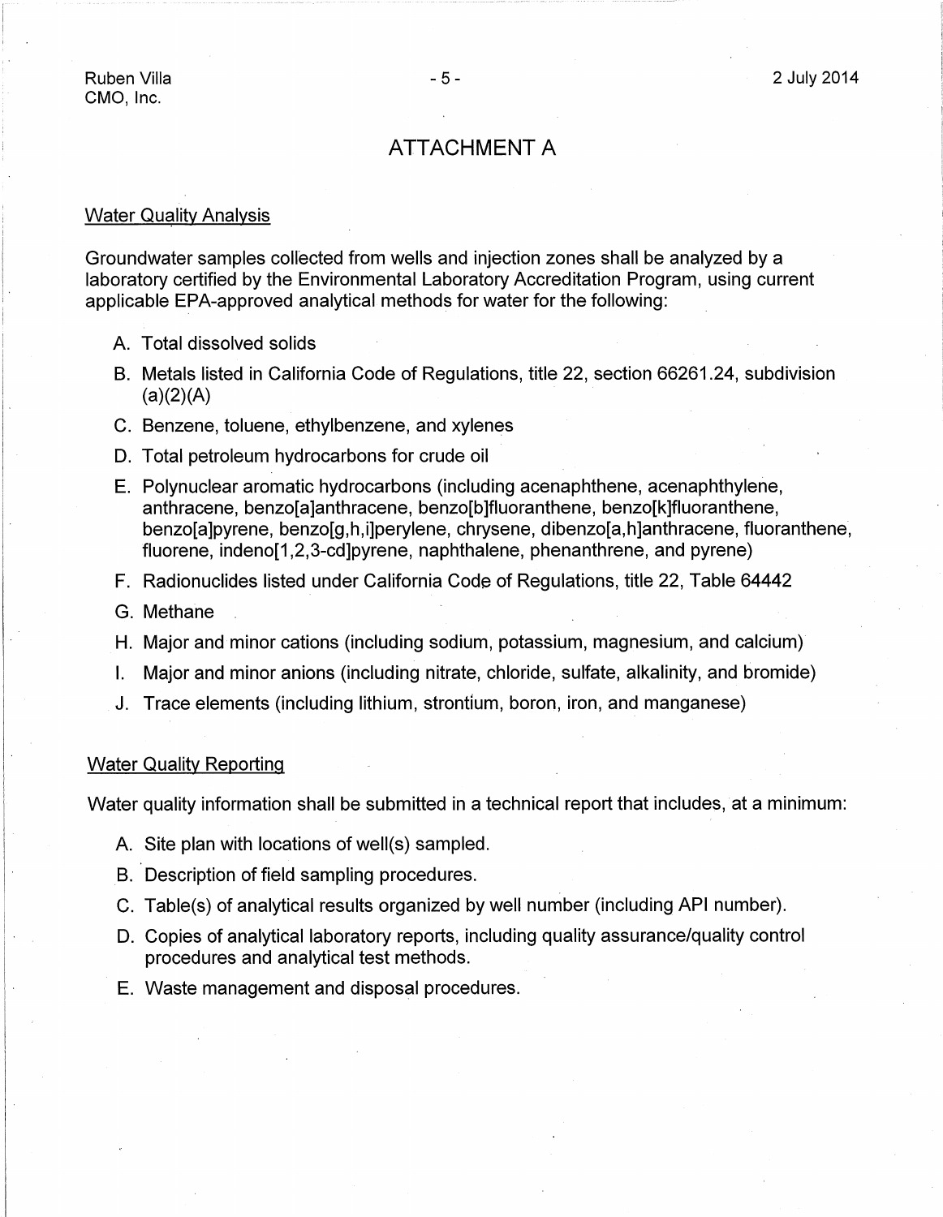# ATTACHMENT A

## Water Quality Analysis

Groundwater samples collected from wells and injection zones shall be analyzed by a laboratory certified by the Environmental Laboratory Accreditation Program, using current applicable EPA-approved analytical methods for water for the following:

A. Total dissolved solids

B. Metals listed in California Code of Regulations, title 22, section 66261.24, subdivision (a)(2)(A)

C. Benzene, toluene, ethylbenzene, and xylenes

D. Total petroleum hydrocarbons for crude oil

E. Polynuclear aromatic hydrocarbons (including acenaphthene, acenaphthylene, anthracene, benzo[a]anthracene, benzo[b]fluoranthene, benzo[k]fluoranthene, benzo[a]pyrene, benzo[g,h,i]perylene, chrysene, dibenzo[a,h]anthracene, fluoranthene, fluorene, indeno[1,2,3-cd]pyrene, naphthalene, phenanthrene, and pyrene)

F. Radionuclides listed under California Code of Regulations, title 22, Table 64442

G. Methane

H. Major and minor cations (including sodium, potassium, magnesium, and calcium)

I. Major and minor anions (including nitrate, chloride, sulfate, alkalinity, and bromide)

J. Trace elements (including lithium, strontium, boron, iron, and manganese)

## Water Quality Reporting

Water quality information shall be submitted in a technical report that includes, at a minimum:

A. Site plan with locations of well(s) sampled.

B. Description of field sampling procedures.

C. Table(s) of analytical results organized by well number (including API number).

D. Copies of analytical laboratory reports, including quality assurance/quality control procedures and analytical test methods.

E. Waste management and disposal procedures.